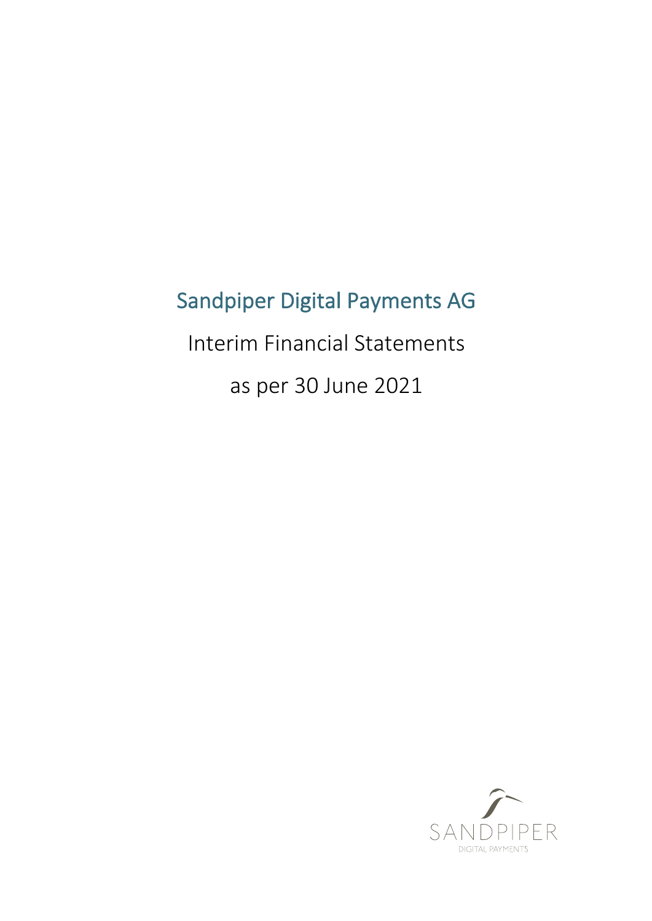# Sandpiper Digital Payments AG

Interim Financial Statements

as per 30 June 2021

SANDPIPER
DIGITAL PAYMENTS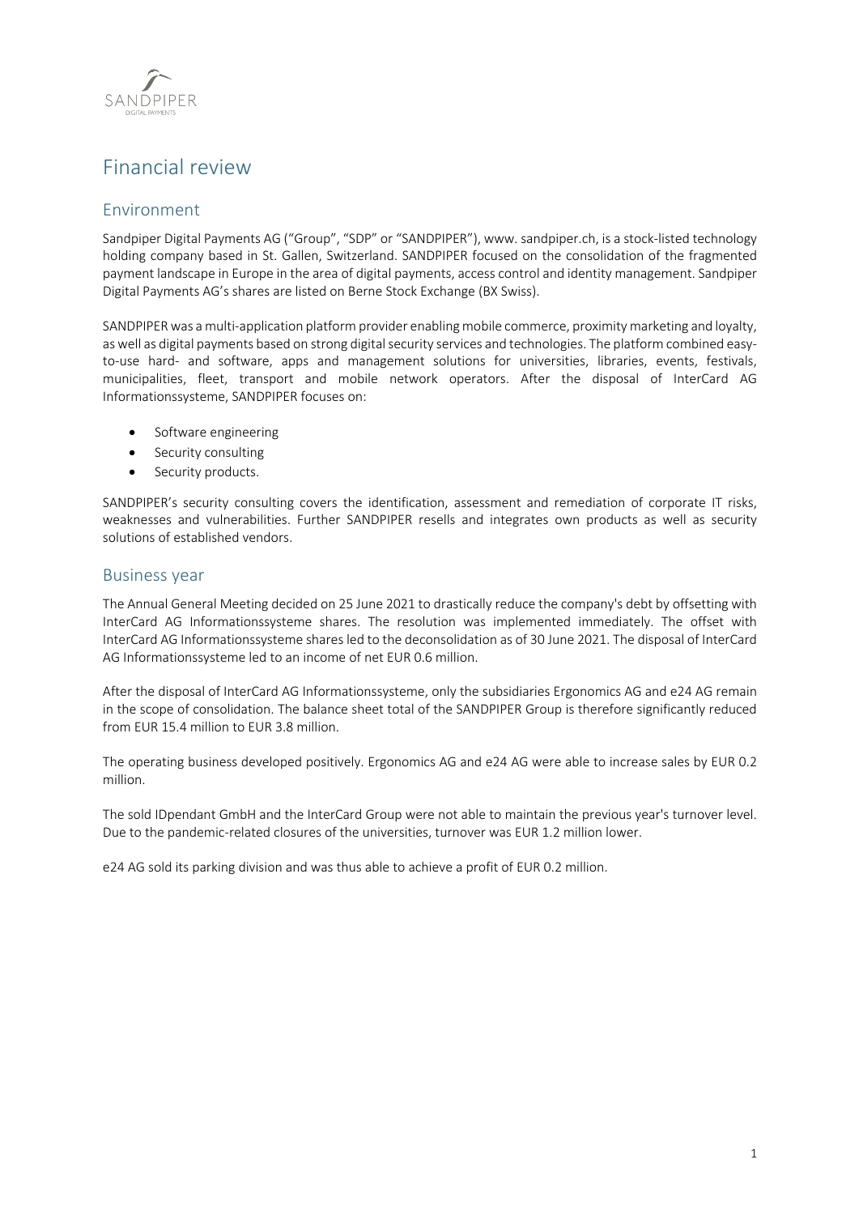# Financial review

## Environment

Sandpiper Digital Payments AG ("Group", "SDP" or "SANDPIPER"), www. sandpiper.ch, is a stock-listed technology holding company based in St. Gallen, Switzerland. SANDPIPER focused on the consolidation of the fragmented payment landscape in Europe in the area of digital payments, access control and identity management. Sandpiper Digital Payments AG's shares are listed on Berne Stock Exchange (BX Swiss).

SANDPIPER was a multi-application platform provider enabling mobile commerce, proximity marketing and loyalty, as well as digital payments based on strong digital security services and technologies. The platform combined easy-to-use hard- and software, apps and management solutions for universities, libraries, events, festivals, municipalities, fleet, transport and mobile network operators. After the disposal of InterCard AG Informationssysteme, SANDPIPER focuses on:

- Software engineering
- Security consulting
- Security products.

SANDPIPER's security consulting covers the identification, assessment and remediation of corporate IT risks, weaknesses and vulnerabilities. Further SANDPIPER resells and integrates own products as well as security solutions of established vendors.

## Business year

The Annual General Meeting decided on 25 June 2021 to drastically reduce the company's debt by offsetting with InterCard AG Informationssysteme shares. The resolution was implemented immediately. The offset with InterCard AG Informationssysteme shares led to the deconsolidation as of 30 June 2021. The disposal of InterCard AG Informationssysteme led to an income of net EUR 0.6 million.

After the disposal of InterCard AG Informationssysteme, only the subsidiaries Ergonomics AG and e24 AG remain in the scope of consolidation. The balance sheet total of the SANDPIPER Group is therefore significantly reduced from EUR 15.4 million to EUR 3.8 million.

The operating business developed positively. Ergonomics AG and e24 AG were able to increase sales by EUR 0.2 million.

The sold IDpendant GmbH and the InterCard Group were not able to maintain the previous year's turnover level. Due to the pandemic-related closures of the universities, turnover was EUR 1.2 million lower.

e24 AG sold its parking division and was thus able to achieve a profit of EUR 0.2 million.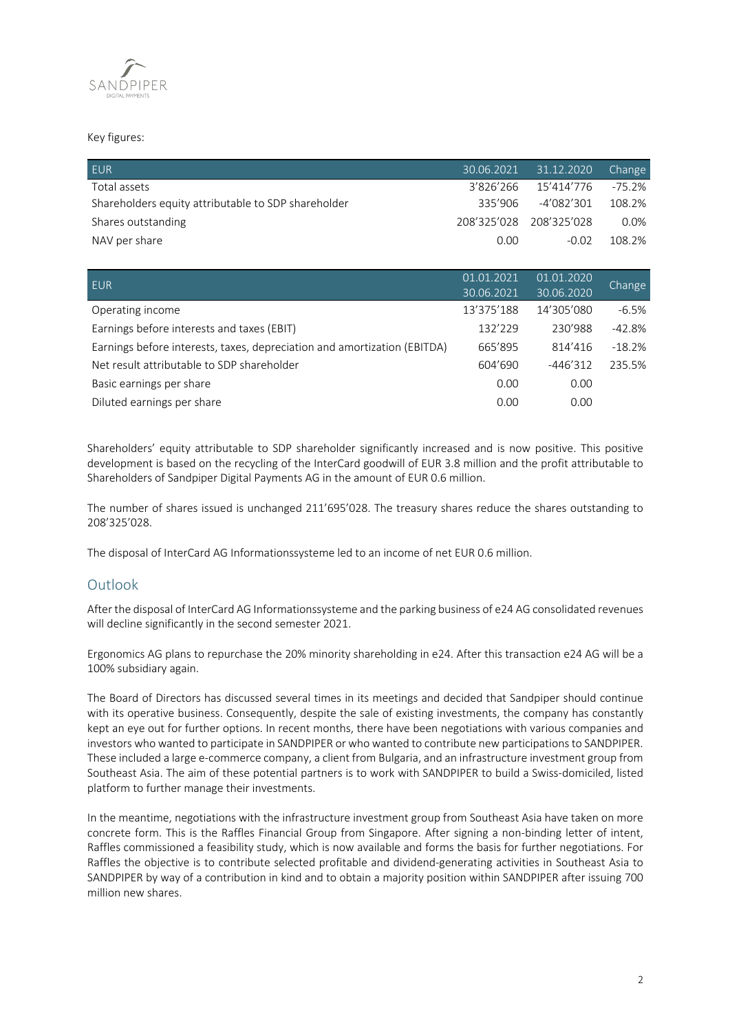Key figures:

| EUR | 30.06.2021 | 31.12.2020 | Change |
|---|---|---|---|
| Total assets | 3'826'266 | 15'414'776 | -75.2% |
| Shareholders equity attributable to SDP shareholder | 335'906 | -4'082'301 | 108.2% |
| Shares outstanding | 208'325'028 | 208'325'028 | 0.0% |
| NAV per share | 0.00 | -0.02 | 108.2% |

| EUR | 01.01.2021 30.06.2021 | 01.01.2020 30.06.2020 | Change |
|---|---|---|---|
| Operating income | 13'375'188 | 14'305'080 | -6.5% |
| Earnings before interests and taxes (EBIT) | 132'229 | 230'988 | -42.8% |
| Earnings before interests, taxes, depreciation and amortization (EBITDA) | 665'895 | 814'416 | -18.2% |
| Net result attributable to SDP shareholder | 604'690 | -446'312 | 235.5% |
| Basic earnings per share | 0.00 | 0.00 | |
| Diluted earnings per share | 0.00 | 0.00 | |

Shareholders' equity attributable to SDP shareholder significantly increased and is now positive. This positive development is based on the recycling of the InterCard goodwill of EUR 3.8 million and the profit attributable to Shareholders of Sandpiper Digital Payments AG in the amount of EUR 0.6 million.

The number of shares issued is unchanged 211'695'028. The treasury shares reduce the shares outstanding to 208'325'028.

The disposal of InterCard AG Informationssysteme led to an income of net EUR 0.6 million.

## Outlook

After the disposal of InterCard AG Informationssysteme and the parking business of e24 AG consolidated revenues will decline significantly in the second semester 2021.

Ergonomics AG plans to repurchase the 20% minority shareholding in e24. After this transaction e24 AG will be a 100% subsidiary again.

The Board of Directors has discussed several times in its meetings and decided that Sandpiper should continue with its operative business. Consequently, despite the sale of existing investments, the company has constantly kept an eye out for further options. In recent months, there have been negotiations with various companies and investors who wanted to participate in SANDPIPER or who wanted to contribute new participations to SANDPIPER. These included a large e-commerce company, a client from Bulgaria, and an infrastructure investment group from Southeast Asia. The aim of these potential partners is to work with SANDPIPER to build a Swiss-domiciled, listed platform to further manage their investments.

In the meantime, negotiations with the infrastructure investment group from Southeast Asia have taken on more concrete form. This is the Raffles Financial Group from Singapore. After signing a non-binding letter of intent, Raffles commissioned a feasibility study, which is now available and forms the basis for further negotiations. For Raffles the objective is to contribute selected profitable and dividend-generating activities in Southeast Asia to SANDPIPER by way of a contribution in kind and to obtain a majority position within SANDPIPER after issuing 700 million new shares.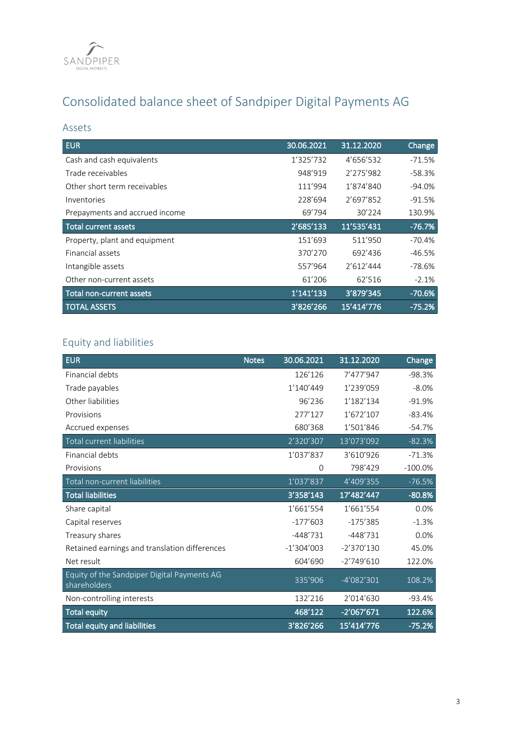# Consolidated balance sheet of Sandpiper Digital Payments AG

## Assets

| EUR | 30.06.2021 | 31.12.2020 | Change |
|---|---|---|---|
| Cash and cash equivalents | 1'325'732 | 4'656'532 | -71.5% |
| Trade receivables | 948'919 | 2'275'982 | -58.3% |
| Other short term receivables | 111'994 | 1'874'840 | -94.0% |
| Inventories | 228'694 | 2'697'852 | -91.5% |
| Prepayments and accrued income | 69'794 | 30'224 | 130.9% |
| **Total current assets** | **2'685'133** | **11'535'431** | **-76.7%** |
| Property, plant and equipment | 151'693 | 511'950 | -70.4% |
| Financial assets | 370'270 | 692'436 | -46.5% |
| Intangible assets | 557'964 | 2'612'444 | -78.6% |
| Other non-current assets | 61'206 | 62'516 | -2.1% |
| **Total non-current assets** | **1'141'133** | **3'879'345** | **-70.6%** |
| **TOTAL ASSETS** | **3'826'266** | **15'414'776** | **-75.2%** |

## Equity and liabilities

| EUR | Notes | 30.06.2021 | 31.12.2020 | Change |
|---|---|---|---|---|
| Financial debts | | 126'126 | 7'477'947 | -98.3% |
| Trade payables | | 1'140'449 | 1'239'059 | -8.0% |
| Other liabilities | | 96'236 | 1'182'134 | -91.9% |
| Provisions | | 277'127 | 1'672'107 | -83.4% |
| Accrued expenses | | 680'368 | 1'501'846 | -54.7% |
| Total current liabilities | | 2'320'307 | 13'073'092 | -82.3% |
| Financial debts | | 1'037'837 | 3'610'926 | -71.3% |
| Provisions | | 0 | 798'429 | -100.0% |
| Total non-current liabilities | | 1'037'837 | 4'409'355 | -76.5% |
| **Total liabilities** | | **3'358'143** | **17'482'447** | **-80.8%** |
| Share capital | | 1'661'554 | 1'661'554 | 0.0% |
| Capital reserves | | -177'603 | -175'385 | -1.3% |
| Treasury shares | | -448'731 | -448'731 | 0.0% |
| Retained earnings and translation differences | | -1'304'003 | -2'370'130 | 45.0% |
| Net result | | 604'690 | -2'749'610 | 122.0% |
| Equity of the Sandpiper Digital Payments AG shareholders | | 335'906 | -4'082'301 | 108.2% |
| Non-controlling interests | | 132'216 | 2'014'630 | -93.4% |
| **Total equity** | | **468'122** | **-2'067'671** | **122.6%** |
| **Total equity and liabilities** | | **3'826'266** | **15'414'776** | **-75.2%** |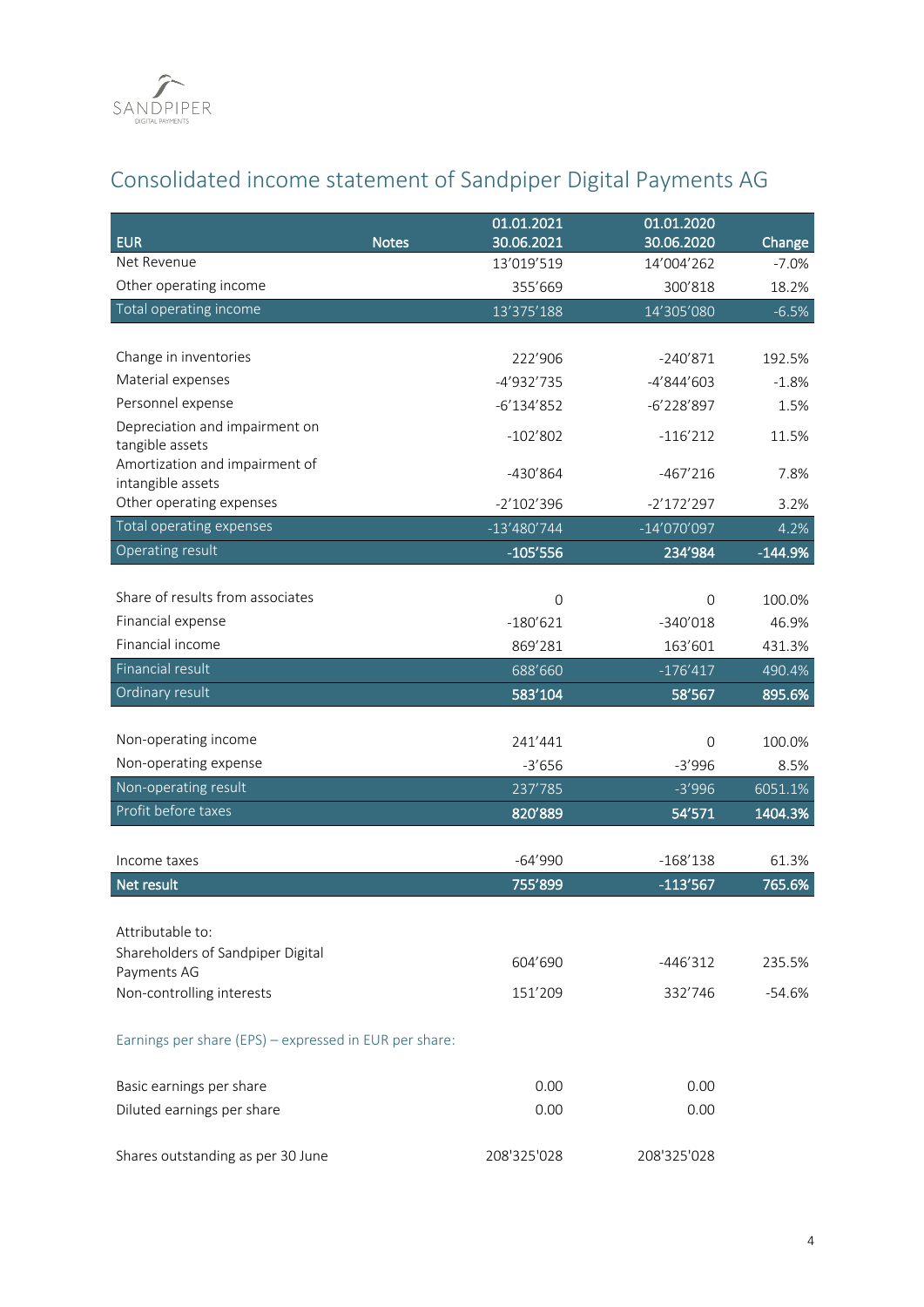# Consolidated income statement of Sandpiper Digital Payments AG

| EUR | Notes | 01.01.2021 30.06.2021 | 01.01.2020 30.06.2020 | Change |
|---|---|---|---|---|
| Net Revenue | | 13'019'519 | 14'004'262 | -7.0% |
| Other operating income | | 355'669 | 300'818 | 18.2% |
| Total operating income | | 13'375'188 | 14'305'080 | -6.5% |
| | | | | |
| Change in inventories | | 222'906 | -240'871 | 192.5% |
| Material expenses | | -4'932'735 | -4'844'603 | -1.8% |
| Personnel expense | | -6'134'852 | -6'228'897 | 1.5% |
| Depreciation and impairment on tangible assets | | -102'802 | -116'212 | 11.5% |
| Amortization and impairment of intangible assets | | -430'864 | -467'216 | 7.8% |
| Other operating expenses | | -2'102'396 | -2'172'297 | 3.2% |
| Total operating expenses | | -13'480'744 | -14'070'097 | 4.2% |
| **Operating result** | | **-105'556** | **234'984** | **-144.9%** |
| | | | | |
| Share of results from associates | | 0 | 0 | 100.0% |
| Financial expense | | -180'621 | -340'018 | 46.9% |
| Financial income | | 869'281 | 163'601 | 431.3% |
| Financial result | | 688'660 | -176'417 | 490.4% |
| **Ordinary result** | | **583'104** | **58'567** | **895.6%** |
| | | | | |
| Non-operating income | | 241'441 | 0 | 100.0% |
| Non-operating expense | | -3'656 | -3'996 | 8.5% |
| Non-operating result | | 237'785 | -3'996 | 6051.1% |
| **Profit before taxes** | | **820'889** | **54'571** | **1404.3%** |
| | | | | |
| Income taxes | | -64'990 | -168'138 | 61.3% |
| **Net result** | | **755'899** | **-113'567** | **765.6%** |
| | | | | |
| Attributable to: | | | | |
| Shareholders of Sandpiper Digital Payments AG | | 604'690 | -446'312 | 235.5% |
| Non-controlling interests | | 151'209 | 332'746 | -54.6% |

Earnings per share (EPS) – expressed in EUR per share:

| | | 01.01.2021 30.06.2021 | 01.01.2020 30.06.2020 |
|---|---|---|---|
| Basic earnings per share | | 0.00 | 0.00 |
| Diluted earnings per share | | 0.00 | 0.00 |
| | | | |
| Shares outstanding as per 30 June | | 208'325'028 | 208'325'028 |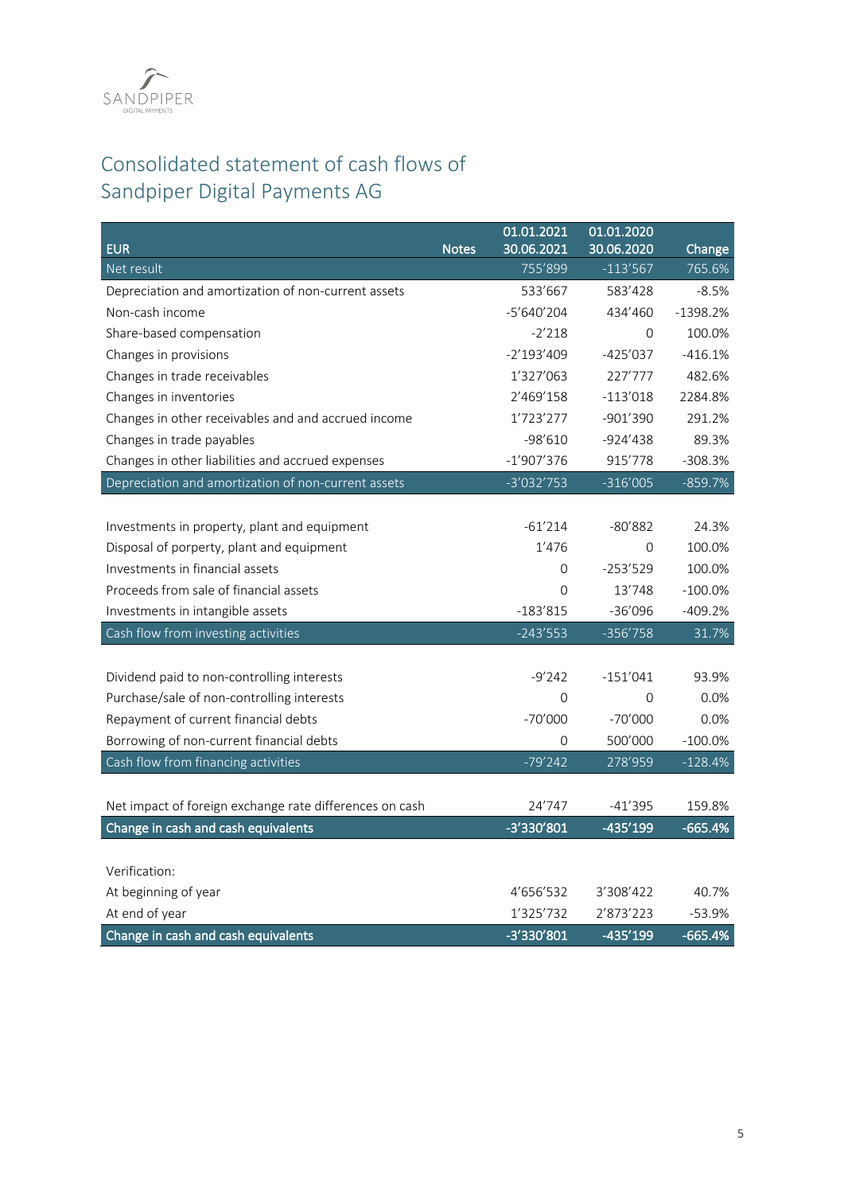# Consolidated statement of cash flows of Sandpiper Digital Payments AG

| EUR | Notes | 01.01.2021 30.06.2021 | 01.01.2020 30.06.2020 | Change |
|---|---|---|---|---|
| Net result | | 755'899 | -113'567 | 765.6% |
| Depreciation and amortization of non-current assets | | 533'667 | 583'428 | -8.5% |
| Non-cash income | | -5'640'204 | 434'460 | -1398.2% |
| Share-based compensation | | -2'218 | 0 | 100.0% |
| Changes in provisions | | -2'193'409 | -425'037 | -416.1% |
| Changes in trade receivables | | 1'327'063 | 227'777 | 482.6% |
| Changes in inventories | | 2'469'158 | -113'018 | 2284.8% |
| Changes in other receivables and and accrued income | | 1'723'277 | -901'390 | 291.2% |
| Changes in trade payables | | -98'610 | -924'438 | 89.3% |
| Changes in other liabilities and accrued expenses | | -1'907'376 | 915'778 | -308.3% |
| Depreciation and amortization of non-current assets | | -3'032'753 | -316'005 | -859.7% |
| | | | | |
| Investments in property, plant and equipment | | -61'214 | -80'882 | 24.3% |
| Disposal of porperty, plant and equipment | | 1'476 | 0 | 100.0% |
| Investments in financial assets | | 0 | -253'529 | 100.0% |
| Proceeds from sale of financial assets | | 0 | 13'748 | -100.0% |
| Investments in intangible assets | | -183'815 | -36'096 | -409.2% |
| Cash flow from investing activities | | -243'553 | -356'758 | 31.7% |
| | | | | |
| Dividend paid to non-controlling interests | | -9'242 | -151'041 | 93.9% |
| Purchase/sale of non-controlling interests | | 0 | 0 | 0.0% |
| Repayment of current financial debts | | -70'000 | -70'000 | 0.0% |
| Borrowing of non-current financial debts | | 0 | 500'000 | -100.0% |
| Cash flow from financing activities | | -79'242 | 278'959 | -128.4% |
| | | | | |
| Net impact of foreign exchange rate differences on cash | | 24'747 | -41'395 | 159.8% |
| **Change in cash and cash equivalents** | | **-3'330'801** | **-435'199** | **-665.4%** |
| | | | | |
| Verification: | | | | |
| At beginning of year | | 4'656'532 | 3'308'422 | 40.7% |
| At end of year | | 1'325'732 | 2'873'223 | -53.9% |
| **Change in cash and cash equivalents** | | **-3'330'801** | **-435'199** | **-665.4%** |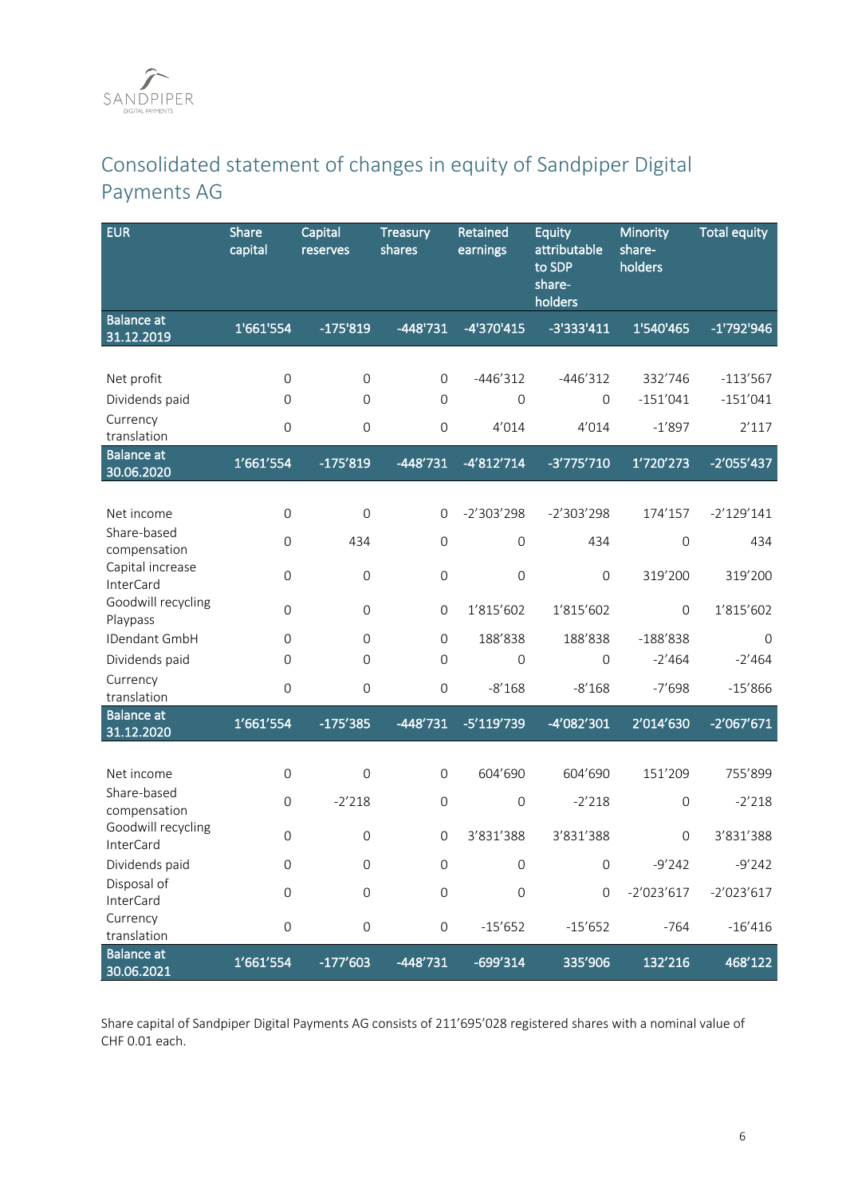# Consolidated statement of changes in equity of Sandpiper Digital Payments AG

| EUR | Share capital | Capital reserves | Treasury shares | Retained earnings | Equity attributable to SDP share-holders | Minority share-holders | Total equity |
|---|---|---|---|---|---|---|---|
| **Balance at 31.12.2019** | **1'661'554** | **-175'819** | **-448'731** | **-4'370'415** | **-3'333'411** | **1'540'465** | **-1'792'946** |
| | | | | | | | |
| Net profit | 0 | 0 | 0 | -446'312 | -446'312 | 332'746 | -113'567 |
| Dividends paid | 0 | 0 | 0 | 0 | 0 | -151'041 | -151'041 |
| Currency translation | 0 | 0 | 0 | 4'014 | 4'014 | -1'897 | 2'117 |
| **Balance at 30.06.2020** | **1'661'554** | **-175'819** | **-448'731** | **-4'812'714** | **-3'775'710** | **1'720'273** | **-2'055'437** |
| | | | | | | | |
| Net income | 0 | 0 | 0 | -2'303'298 | -2'303'298 | 174'157 | -2'129'141 |
| Share-based compensation | 0 | 434 | 0 | 0 | 434 | 0 | 434 |
| Capital increase InterCard | 0 | 0 | 0 | 0 | 0 | 319'200 | 319'200 |
| Goodwill recycling Playpass | 0 | 0 | 0 | 1'815'602 | 1'815'602 | 0 | 1'815'602 |
| IDendant GmbH | 0 | 0 | 0 | 188'838 | 188'838 | -188'838 | 0 |
| Dividends paid | 0 | 0 | 0 | 0 | 0 | -2'464 | -2'464 |
| Currency translation | 0 | 0 | 0 | -8'168 | -8'168 | -7'698 | -15'866 |
| **Balance at 31.12.2020** | **1'661'554** | **-175'385** | **-448'731** | **-5'119'739** | **-4'082'301** | **2'014'630** | **-2'067'671** |
| | | | | | | | |
| Net income | 0 | 0 | 0 | 604'690 | 604'690 | 151'209 | 755'899 |
| Share-based compensation | 0 | -2'218 | 0 | 0 | -2'218 | 0 | -2'218 |
| Goodwill recycling InterCard | 0 | 0 | 0 | 3'831'388 | 3'831'388 | 0 | 3'831'388 |
| Dividends paid | 0 | 0 | 0 | 0 | 0 | -9'242 | -9'242 |
| Disposal of InterCard | 0 | 0 | 0 | 0 | 0 | -2'023'617 | -2'023'617 |
| Currency translation | 0 | 0 | 0 | -15'652 | -15'652 | -764 | -16'416 |
| **Balance at 30.06.2021** | **1'661'554** | **-177'603** | **-448'731** | **-699'314** | **335'906** | **132'216** | **468'122** |

Share capital of Sandpiper Digital Payments AG consists of 211'695'028 registered shares with a nominal value of CHF 0.01 each.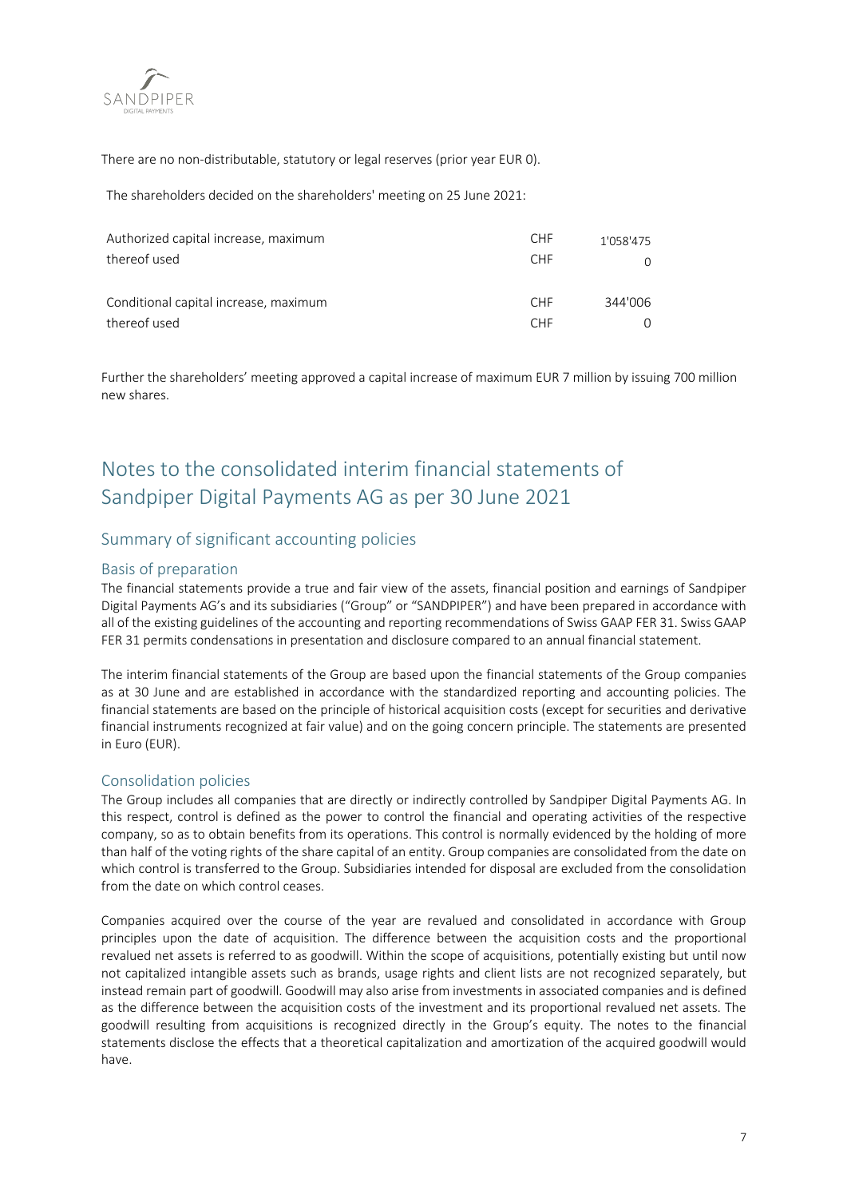There are no non-distributable, statutory or legal reserves (prior year EUR 0).

The shareholders decided on the shareholders' meeting on 25 June 2021:

| | | |
|---|---|---|
| Authorized capital increase, maximum | CHF | 1'058'475 |
| thereof used | CHF | 0 |
| | | |
| Conditional capital increase, maximum | CHF | 344'006 |
| thereof used | CHF | 0 |

Further the shareholders' meeting approved a capital increase of maximum EUR 7 million by issuing 700 million new shares.

# Notes to the consolidated interim financial statements of Sandpiper Digital Payments AG as per 30 June 2021

## Summary of significant accounting policies

### Basis of preparation

The financial statements provide a true and fair view of the assets, financial position and earnings of Sandpiper Digital Payments AG's and its subsidiaries ("Group" or "SANDPIPER") and have been prepared in accordance with all of the existing guidelines of the accounting and reporting recommendations of Swiss GAAP FER 31. Swiss GAAP FER 31 permits condensations in presentation and disclosure compared to an annual financial statement.

The interim financial statements of the Group are based upon the financial statements of the Group companies as at 30 June and are established in accordance with the standardized reporting and accounting policies. The financial statements are based on the principle of historical acquisition costs (except for securities and derivative financial instruments recognized at fair value) and on the going concern principle. The statements are presented in Euro (EUR).

### Consolidation policies

The Group includes all companies that are directly or indirectly controlled by Sandpiper Digital Payments AG. In this respect, control is defined as the power to control the financial and operating activities of the respective company, so as to obtain benefits from its operations. This control is normally evidenced by the holding of more than half of the voting rights of the share capital of an entity. Group companies are consolidated from the date on which control is transferred to the Group. Subsidiaries intended for disposal are excluded from the consolidation from the date on which control ceases.

Companies acquired over the course of the year are revalued and consolidated in accordance with Group principles upon the date of acquisition. The difference between the acquisition costs and the proportional revalued net assets is referred to as goodwill. Within the scope of acquisitions, potentially existing but until now not capitalized intangible assets such as brands, usage rights and client lists are not recognized separately, but instead remain part of goodwill. Goodwill may also arise from investments in associated companies and is defined as the difference between the acquisition costs of the investment and its proportional revalued net assets. The goodwill resulting from acquisitions is recognized directly in the Group's equity. The notes to the financial statements disclose the effects that a theoretical capitalization and amortization of the acquired goodwill would have.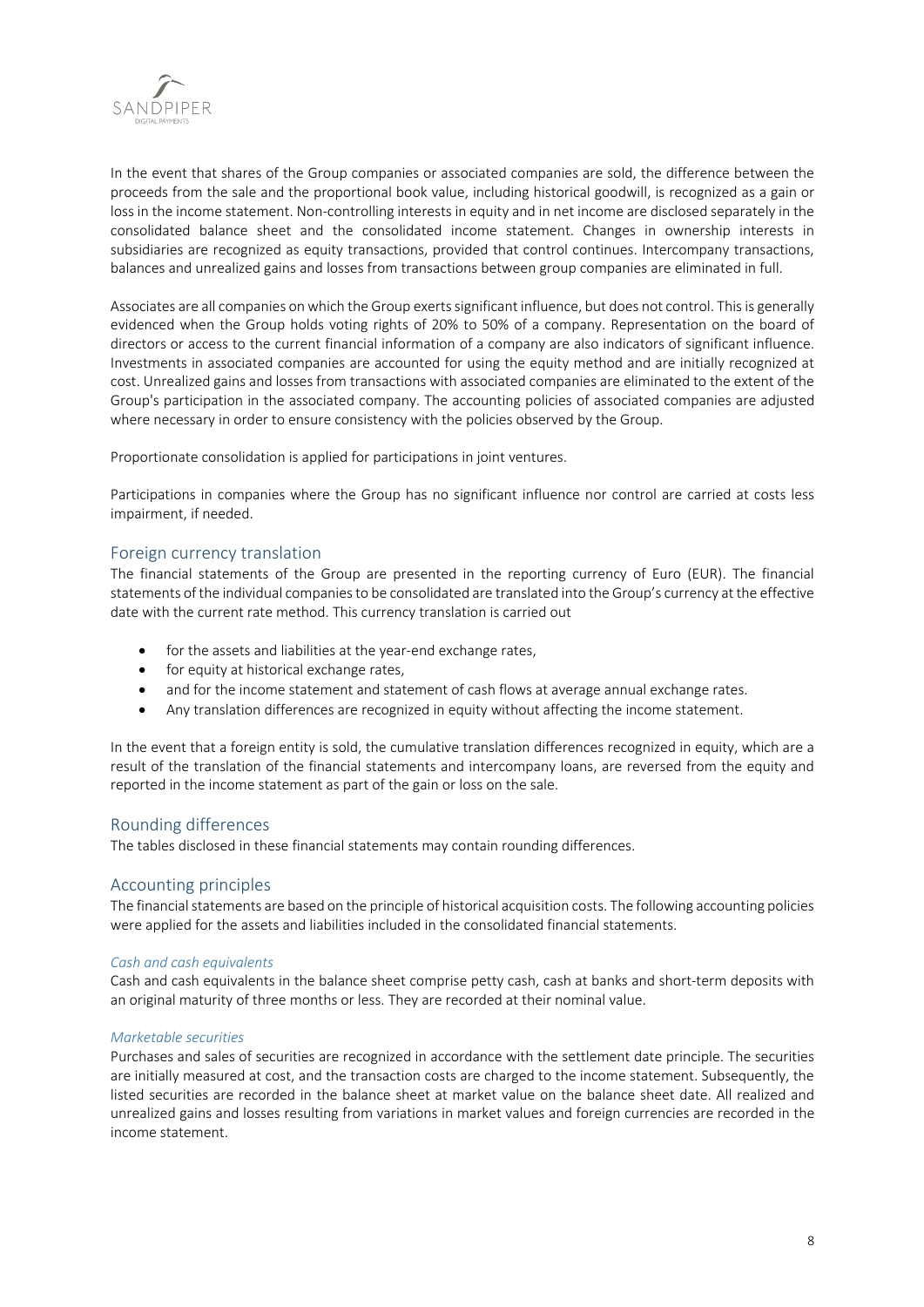In the event that shares of the Group companies or associated companies are sold, the difference between the proceeds from the sale and the proportional book value, including historical goodwill, is recognized as a gain or loss in the income statement. Non-controlling interests in equity and in net income are disclosed separately in the consolidated balance sheet and the consolidated income statement. Changes in ownership interests in subsidiaries are recognized as equity transactions, provided that control continues. Intercompany transactions, balances and unrealized gains and losses from transactions between group companies are eliminated in full.

Associates are all companies on which the Group exerts significant influence, but does not control. This is generally evidenced when the Group holds voting rights of 20% to 50% of a company. Representation on the board of directors or access to the current financial information of a company are also indicators of significant influence. Investments in associated companies are accounted for using the equity method and are initially recognized at cost. Unrealized gains and losses from transactions with associated companies are eliminated to the extent of the Group's participation in the associated company. The accounting policies of associated companies are adjusted where necessary in order to ensure consistency with the policies observed by the Group.

Proportionate consolidation is applied for participations in joint ventures.

Participations in companies where the Group has no significant influence nor control are carried at costs less impairment, if needed.

## Foreign currency translation

The financial statements of the Group are presented in the reporting currency of Euro (EUR). The financial statements of the individual companies to be consolidated are translated into the Group's currency at the effective date with the current rate method. This currency translation is carried out

- for the assets and liabilities at the year-end exchange rates,
- for equity at historical exchange rates,
- and for the income statement and statement of cash flows at average annual exchange rates.
- Any translation differences are recognized in equity without affecting the income statement.

In the event that a foreign entity is sold, the cumulative translation differences recognized in equity, which are a result of the translation of the financial statements and intercompany loans, are reversed from the equity and reported in the income statement as part of the gain or loss on the sale.

## Rounding differences

The tables disclosed in these financial statements may contain rounding differences.

## Accounting principles

The financial statements are based on the principle of historical acquisition costs. The following accounting policies were applied for the assets and liabilities included in the consolidated financial statements.

*Cash and cash equivalents*

Cash and cash equivalents in the balance sheet comprise petty cash, cash at banks and short-term deposits with an original maturity of three months or less. They are recorded at their nominal value.

*Marketable securities*

Purchases and sales of securities are recognized in accordance with the settlement date principle. The securities are initially measured at cost, and the transaction costs are charged to the income statement. Subsequently, the listed securities are recorded in the balance sheet at market value on the balance sheet date. All realized and unrealized gains and losses resulting from variations in market values and foreign currencies are recorded in the income statement.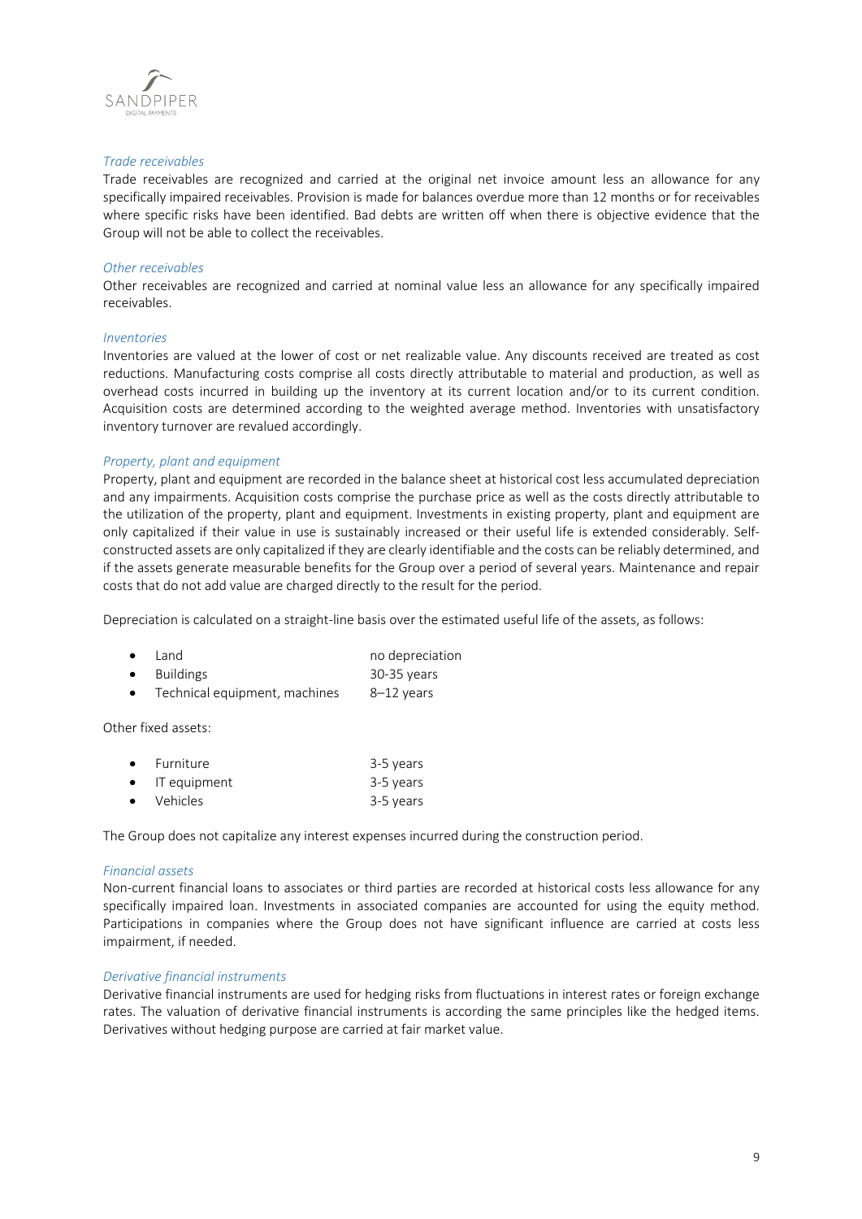*Trade receivables*

Trade receivables are recognized and carried at the original net invoice amount less an allowance for any specifically impaired receivables. Provision is made for balances overdue more than 12 months or for receivables where specific risks have been identified. Bad debts are written off when there is objective evidence that the Group will not be able to collect the receivables.

*Other receivables*

Other receivables are recognized and carried at nominal value less an allowance for any specifically impaired receivables.

*Inventories*

Inventories are valued at the lower of cost or net realizable value. Any discounts received are treated as cost reductions. Manufacturing costs comprise all costs directly attributable to material and production, as well as overhead costs incurred in building up the inventory at its current location and/or to its current condition. Acquisition costs are determined according to the weighted average method. Inventories with unsatisfactory inventory turnover are revalued accordingly.

*Property, plant and equipment*

Property, plant and equipment are recorded in the balance sheet at historical cost less accumulated depreciation and any impairments. Acquisition costs comprise the purchase price as well as the costs directly attributable to the utilization of the property, plant and equipment. Investments in existing property, plant and equipment are only capitalized if their value in use is sustainably increased or their useful life is extended considerably. Self-constructed assets are only capitalized if they are clearly identifiable and the costs can be reliably determined, and if the assets generate measurable benefits for the Group over a period of several years. Maintenance and repair costs that do not add value are charged directly to the result for the period.

Depreciation is calculated on a straight-line basis over the estimated useful life of the assets, as follows:

- Land — no depreciation
- Buildings — 30-35 years
- Technical equipment, machines — 8–12 years

Other fixed assets:

- Furniture — 3-5 years
- IT equipment — 3-5 years
- Vehicles — 3-5 years

The Group does not capitalize any interest expenses incurred during the construction period.

*Financial assets*

Non-current financial loans to associates or third parties are recorded at historical costs less allowance for any specifically impaired loan. Investments in associated companies are accounted for using the equity method. Participations in companies where the Group does not have significant influence are carried at costs less impairment, if needed.

*Derivative financial instruments*

Derivative financial instruments are used for hedging risks from fluctuations in interest rates or foreign exchange rates. The valuation of derivative financial instruments is according the same principles like the hedged items. Derivatives without hedging purpose are carried at fair market value.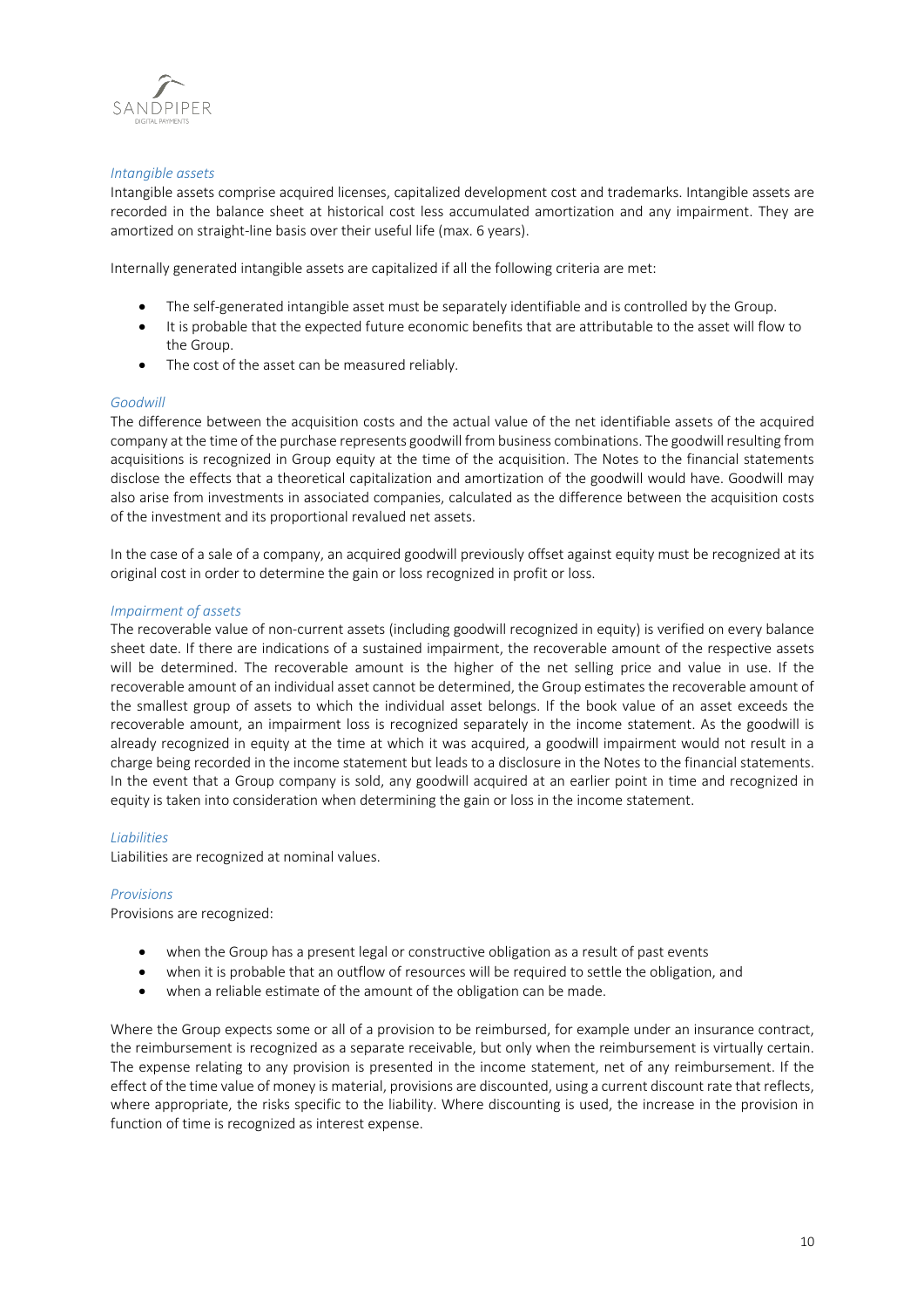*Intangible assets*

Intangible assets comprise acquired licenses, capitalized development cost and trademarks. Intangible assets are recorded in the balance sheet at historical cost less accumulated amortization and any impairment. They are amortized on straight-line basis over their useful life (max. 6 years).

Internally generated intangible assets are capitalized if all the following criteria are met:

- The self-generated intangible asset must be separately identifiable and is controlled by the Group.
- It is probable that the expected future economic benefits that are attributable to the asset will flow to the Group.
- The cost of the asset can be measured reliably.

*Goodwill*

The difference between the acquisition costs and the actual value of the net identifiable assets of the acquired company at the time of the purchase represents goodwill from business combinations. The goodwill resulting from acquisitions is recognized in Group equity at the time of the acquisition. The Notes to the financial statements disclose the effects that a theoretical capitalization and amortization of the goodwill would have. Goodwill may also arise from investments in associated companies, calculated as the difference between the acquisition costs of the investment and its proportional revalued net assets.

In the case of a sale of a company, an acquired goodwill previously offset against equity must be recognized at its original cost in order to determine the gain or loss recognized in profit or loss.

*Impairment of assets*

The recoverable value of non-current assets (including goodwill recognized in equity) is verified on every balance sheet date. If there are indications of a sustained impairment, the recoverable amount of the respective assets will be determined. The recoverable amount is the higher of the net selling price and value in use. If the recoverable amount of an individual asset cannot be determined, the Group estimates the recoverable amount of the smallest group of assets to which the individual asset belongs. If the book value of an asset exceeds the recoverable amount, an impairment loss is recognized separately in the income statement. As the goodwill is already recognized in equity at the time at which it was acquired, a goodwill impairment would not result in a charge being recorded in the income statement but leads to a disclosure in the Notes to the financial statements. In the event that a Group company is sold, any goodwill acquired at an earlier point in time and recognized in equity is taken into consideration when determining the gain or loss in the income statement.

*Liabilities*

Liabilities are recognized at nominal values.

*Provisions*

Provisions are recognized:

- when the Group has a present legal or constructive obligation as a result of past events
- when it is probable that an outflow of resources will be required to settle the obligation, and
- when a reliable estimate of the amount of the obligation can be made.

Where the Group expects some or all of a provision to be reimbursed, for example under an insurance contract, the reimbursement is recognized as a separate receivable, but only when the reimbursement is virtually certain. The expense relating to any provision is presented in the income statement, net of any reimbursement. If the effect of the time value of money is material, provisions are discounted, using a current discount rate that reflects, where appropriate, the risks specific to the liability. Where discounting is used, the increase in the provision in function of time is recognized as interest expense.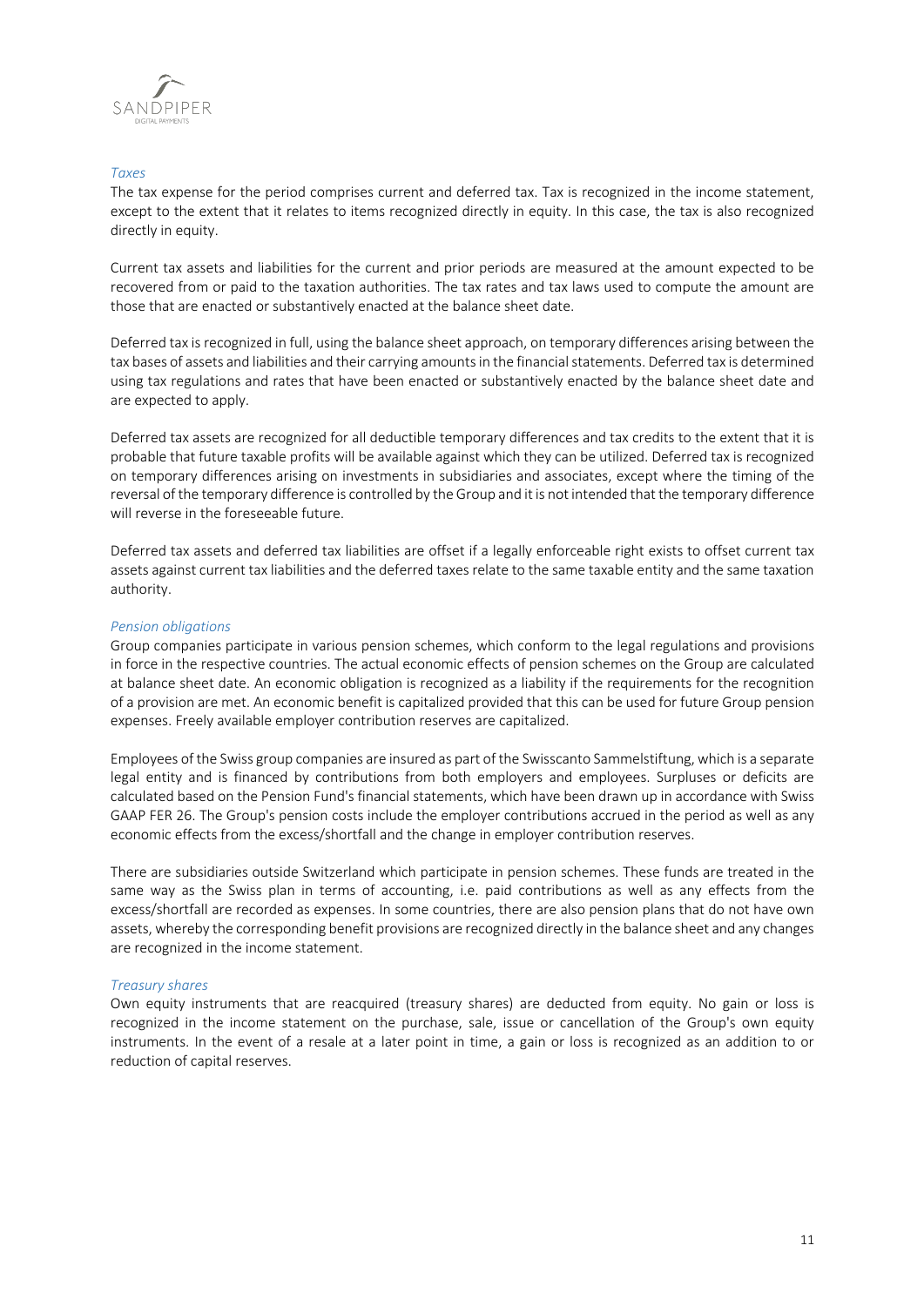*Taxes*

The tax expense for the period comprises current and deferred tax. Tax is recognized in the income statement, except to the extent that it relates to items recognized directly in equity. In this case, the tax is also recognized directly in equity.

Current tax assets and liabilities for the current and prior periods are measured at the amount expected to be recovered from or paid to the taxation authorities. The tax rates and tax laws used to compute the amount are those that are enacted or substantively enacted at the balance sheet date.

Deferred tax is recognized in full, using the balance sheet approach, on temporary differences arising between the tax bases of assets and liabilities and their carrying amounts in the financial statements. Deferred tax is determined using tax regulations and rates that have been enacted or substantively enacted by the balance sheet date and are expected to apply.

Deferred tax assets are recognized for all deductible temporary differences and tax credits to the extent that it is probable that future taxable profits will be available against which they can be utilized. Deferred tax is recognized on temporary differences arising on investments in subsidiaries and associates, except where the timing of the reversal of the temporary difference is controlled by the Group and it is not intended that the temporary difference will reverse in the foreseeable future.

Deferred tax assets and deferred tax liabilities are offset if a legally enforceable right exists to offset current tax assets against current tax liabilities and the deferred taxes relate to the same taxable entity and the same taxation authority.

*Pension obligations*

Group companies participate in various pension schemes, which conform to the legal regulations and provisions in force in the respective countries. The actual economic effects of pension schemes on the Group are calculated at balance sheet date. An economic obligation is recognized as a liability if the requirements for the recognition of a provision are met. An economic benefit is capitalized provided that this can be used for future Group pension expenses. Freely available employer contribution reserves are capitalized.

Employees of the Swiss group companies are insured as part of the Swisscanto Sammelstiftung, which is a separate legal entity and is financed by contributions from both employers and employees. Surpluses or deficits are calculated based on the Pension Fund's financial statements, which have been drawn up in accordance with Swiss GAAP FER 26. The Group's pension costs include the employer contributions accrued in the period as well as any economic effects from the excess/shortfall and the change in employer contribution reserves.

There are subsidiaries outside Switzerland which participate in pension schemes. These funds are treated in the same way as the Swiss plan in terms of accounting, i.e. paid contributions as well as any effects from the excess/shortfall are recorded as expenses. In some countries, there are also pension plans that do not have own assets, whereby the corresponding benefit provisions are recognized directly in the balance sheet and any changes are recognized in the income statement.

*Treasury shares*

Own equity instruments that are reacquired (treasury shares) are deducted from equity. No gain or loss is recognized in the income statement on the purchase, sale, issue or cancellation of the Group's own equity instruments. In the event of a resale at a later point in time, a gain or loss is recognized as an addition to or reduction of capital reserves.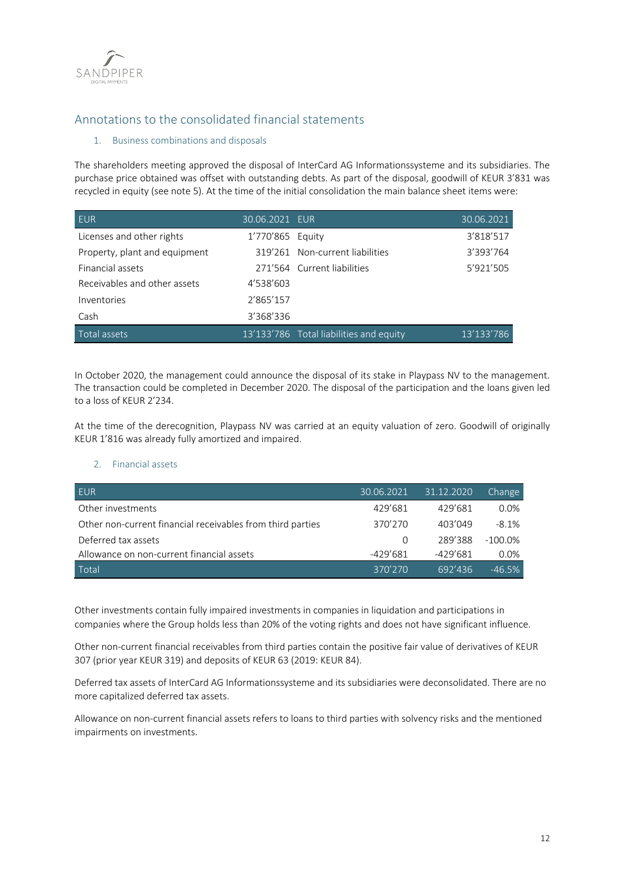## Annotations to the consolidated financial statements

### 1. Business combinations and disposals

The shareholders meeting approved the disposal of InterCard AG Informationssysteme and its subsidiaries. The purchase price obtained was offset with outstanding debts. As part of the disposal, goodwill of KEUR 3'831 was recycled in equity (see note 5). At the time of the initial consolidation the main balance sheet items were:

| EUR | 30.06.2021 | EUR | 30.06.2021 |
|---|---|---|---|
| Licenses and other rights | 1'770'865 | Equity | 3'818'517 |
| Property, plant and equipment | 319'261 | Non-current liabilities | 3'393'764 |
| Financial assets | 271'564 | Current liabilities | 5'921'505 |
| Receivables and other assets | 4'538'603 | | |
| Inventories | 2'865'157 | | |
| Cash | 3'368'336 | | |
| Total assets | 13'133'786 | Total liabilities and equity | 13'133'786 |

In October 2020, the management could announce the disposal of its stake in Playpass NV to the management. The transaction could be completed in December 2020. The disposal of the participation and the loans given led to a loss of KEUR 2'234.

At the time of the derecognition, Playpass NV was carried at an equity valuation of zero. Goodwill of originally KEUR 1'816 was already fully amortized and impaired.

### 2. Financial assets

| EUR | 30.06.2021 | 31.12.2020 | Change |
|---|---|---|---|
| Other investments | 429'681 | 429'681 | 0.0% |
| Other non-current financial receivables from third parties | 370'270 | 403'049 | -8.1% |
| Deferred tax assets | 0 | 289'388 | -100.0% |
| Allowance on non-current financial assets | -429'681 | -429'681 | 0.0% |
| Total | 370'270 | 692'436 | -46.5% |

Other investments contain fully impaired investments in companies in liquidation and participations in companies where the Group holds less than 20% of the voting rights and does not have significant influence.

Other non-current financial receivables from third parties contain the positive fair value of derivatives of KEUR 307 (prior year KEUR 319) and deposits of KEUR 63 (2019: KEUR 84).

Deferred tax assets of InterCard AG Informationssysteme and its subsidiaries were deconsolidated. There are no more capitalized deferred tax assets.

Allowance on non-current financial assets refers to loans to third parties with solvency risks and the mentioned impairments on investments.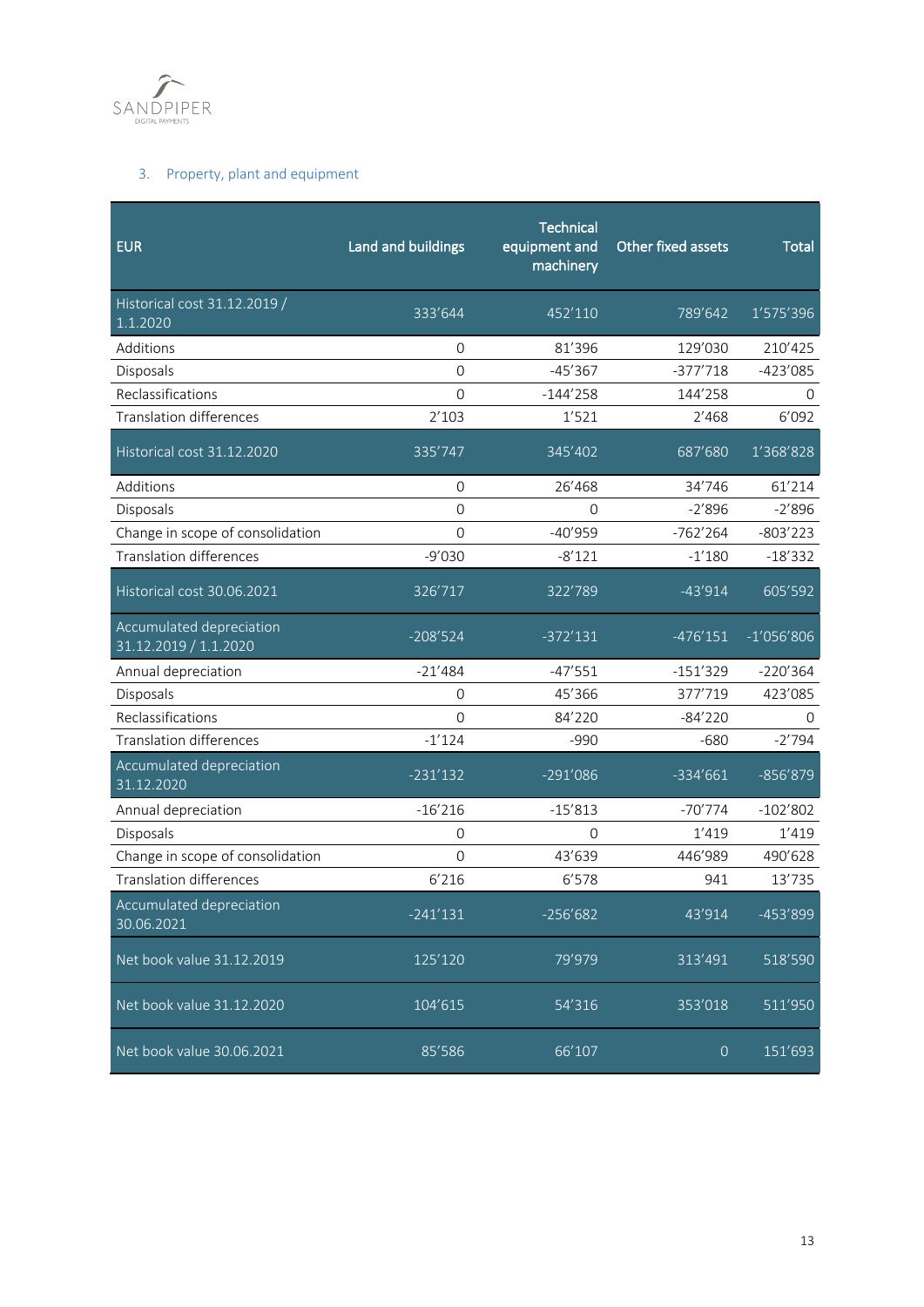## 3. Property, plant and equipment

| EUR | Land and buildings | Technical equipment and machinery | Other fixed assets | Total |
|---|---|---|---|---|
| Historical cost 31.12.2019 / 1.1.2020 | 333'644 | 452'110 | 789'642 | 1'575'396 |
| Additions | 0 | 81'396 | 129'030 | 210'425 |
| Disposals | 0 | -45'367 | -377'718 | -423'085 |
| Reclassifications | 0 | -144'258 | 144'258 | 0 |
| Translation differences | 2'103 | 1'521 | 2'468 | 6'092 |
| Historical cost 31.12.2020 | 335'747 | 345'402 | 687'680 | 1'368'828 |
| Additions | 0 | 26'468 | 34'746 | 61'214 |
| Disposals | 0 | 0 | -2'896 | -2'896 |
| Change in scope of consolidation | 0 | -40'959 | -762'264 | -803'223 |
| Translation differences | -9'030 | -8'121 | -1'180 | -18'332 |
| Historical cost 30.06.2021 | 326'717 | 322'789 | -43'914 | 605'592 |
| Accumulated depreciation 31.12.2019 / 1.1.2020 | -208'524 | -372'131 | -476'151 | -1'056'806 |
| Annual depreciation | -21'484 | -47'551 | -151'329 | -220'364 |
| Disposals | 0 | 45'366 | 377'719 | 423'085 |
| Reclassifications | 0 | 84'220 | -84'220 | 0 |
| Translation differences | -1'124 | -990 | -680 | -2'794 |
| Accumulated depreciation 31.12.2020 | -231'132 | -291'086 | -334'661 | -856'879 |
| Annual depreciation | -16'216 | -15'813 | -70'774 | -102'802 |
| Disposals | 0 | 0 | 1'419 | 1'419 |
| Change in scope of consolidation | 0 | 43'639 | 446'989 | 490'628 |
| Translation differences | 6'216 | 6'578 | 941 | 13'735 |
| Accumulated depreciation 30.06.2021 | -241'131 | -256'682 | 43'914 | -453'899 |
| Net book value 31.12.2019 | 125'120 | 79'979 | 313'491 | 518'590 |
| Net book value 31.12.2020 | 104'615 | 54'316 | 353'018 | 511'950 |
| Net book value 30.06.2021 | 85'586 | 66'107 | 0 | 151'693 |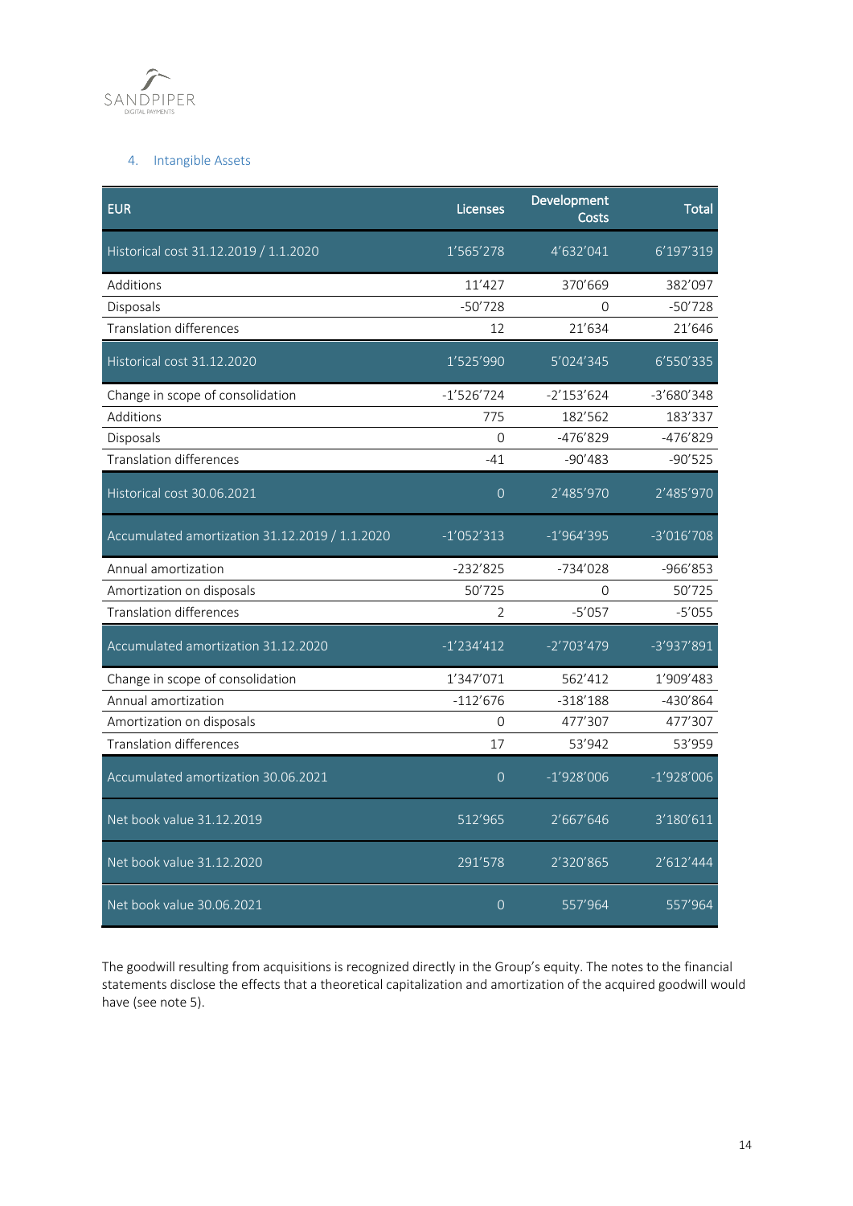## 4. Intangible Assets

| EUR | Licenses | Development Costs | Total |
|---|---|---|---|
| Historical cost 31.12.2019 / 1.1.2020 | 1'565'278 | 4'632'041 | 6'197'319 |
| Additions | 11'427 | 370'669 | 382'097 |
| Disposals | -50'728 | 0 | -50'728 |
| Translation differences | 12 | 21'634 | 21'646 |
| Historical cost 31.12.2020 | 1'525'990 | 5'024'345 | 6'550'335 |
| Change in scope of consolidation | -1'526'724 | -2'153'624 | -3'680'348 |
| Additions | 775 | 182'562 | 183'337 |
| Disposals | 0 | -476'829 | -476'829 |
| Translation differences | -41 | -90'483 | -90'525 |
| Historical cost 30.06.2021 | 0 | 2'485'970 | 2'485'970 |
| Accumulated amortization 31.12.2019 / 1.1.2020 | -1'052'313 | -1'964'395 | -3'016'708 |
| Annual amortization | -232'825 | -734'028 | -966'853 |
| Amortization on disposals | 50'725 | 0 | 50'725 |
| Translation differences | 2 | -5'057 | -5'055 |
| Accumulated amortization 31.12.2020 | -1'234'412 | -2'703'479 | -3'937'891 |
| Change in scope of consolidation | 1'347'071 | 562'412 | 1'909'483 |
| Annual amortization | -112'676 | -318'188 | -430'864 |
| Amortization on disposals | 0 | 477'307 | 477'307 |
| Translation differences | 17 | 53'942 | 53'959 |
| Accumulated amortization 30.06.2021 | 0 | -1'928'006 | -1'928'006 |
| Net book value 31.12.2019 | 512'965 | 2'667'646 | 3'180'611 |
| Net book value 31.12.2020 | 291'578 | 2'320'865 | 2'612'444 |
| Net book value 30.06.2021 | 0 | 557'964 | 557'964 |

The goodwill resulting from acquisitions is recognized directly in the Group's equity. The notes to the financial statements disclose the effects that a theoretical capitalization and amortization of the acquired goodwill would have (see note 5).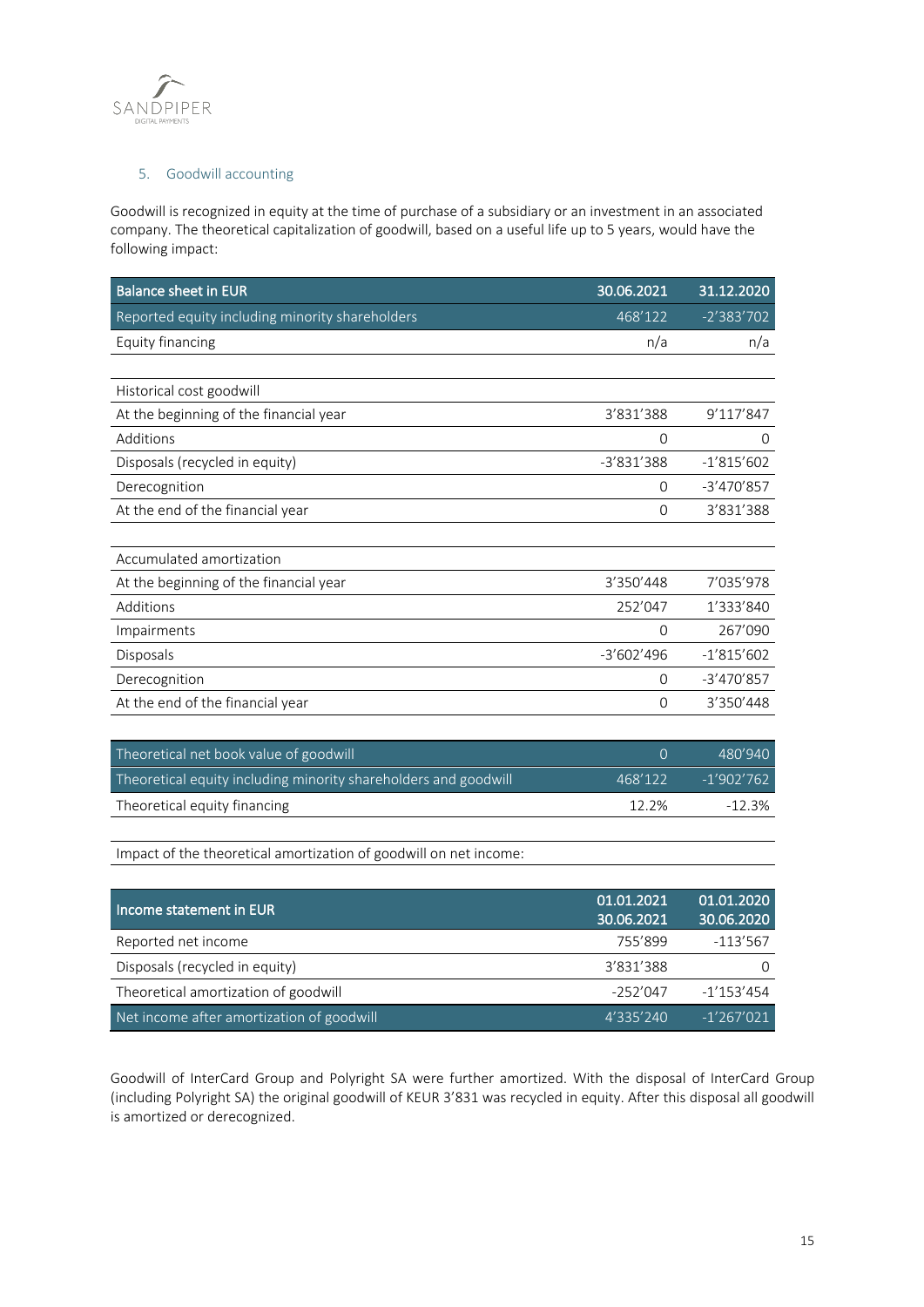## 5. Goodwill accounting

Goodwill is recognized in equity at the time of purchase of a subsidiary or an investment in an associated company. The theoretical capitalization of goodwill, based on a useful life up to 5 years, would have the following impact:

| Balance sheet in EUR | 30.06.2021 | 31.12.2020 |
|---|---|---|
| Reported equity including minority shareholders | 468'122 | -2'383'702 |
| Equity financing | n/a | n/a |
| | | |
| Historical cost goodwill | | |
| At the beginning of the financial year | 3'831'388 | 9'117'847 |
| Additions | 0 | 0 |
| Disposals (recycled in equity) | -3'831'388 | -1'815'602 |
| Derecognition | 0 | -3'470'857 |
| At the end of the financial year | 0 | 3'831'388 |
| | | |
| Accumulated amortization | | |
| At the beginning of the financial year | 3'350'448 | 7'035'978 |
| Additions | 252'047 | 1'333'840 |
| Impairments | 0 | 267'090 |
| Disposals | -3'602'496 | -1'815'602 |
| Derecognition | 0 | -3'470'857 |
| At the end of the financial year | 0 | 3'350'448 |
| | | |
| Theoretical net book value of goodwill | 0 | 480'940 |
| Theoretical equity including minority shareholders and goodwill | 468'122 | -1'902'762 |
| Theoretical equity financing | 12.2% | -12.3% |

Impact of the theoretical amortization of goodwill on net income:

| Income statement in EUR | 01.01.2021<br>30.06.2021 | 01.01.2020<br>30.06.2020 |
|---|---|---|
| Reported net income | 755'899 | -113'567 |
| Disposals (recycled in equity) | 3'831'388 | 0 |
| Theoretical amortization of goodwill | -252'047 | -1'153'454 |
| Net income after amortization of goodwill | 4'335'240 | -1'267'021 |

Goodwill of InterCard Group and Polyright SA were further amortized. With the disposal of InterCard Group (including Polyright SA) the original goodwill of KEUR 3'831 was recycled in equity. After this disposal all goodwill is amortized or derecognized.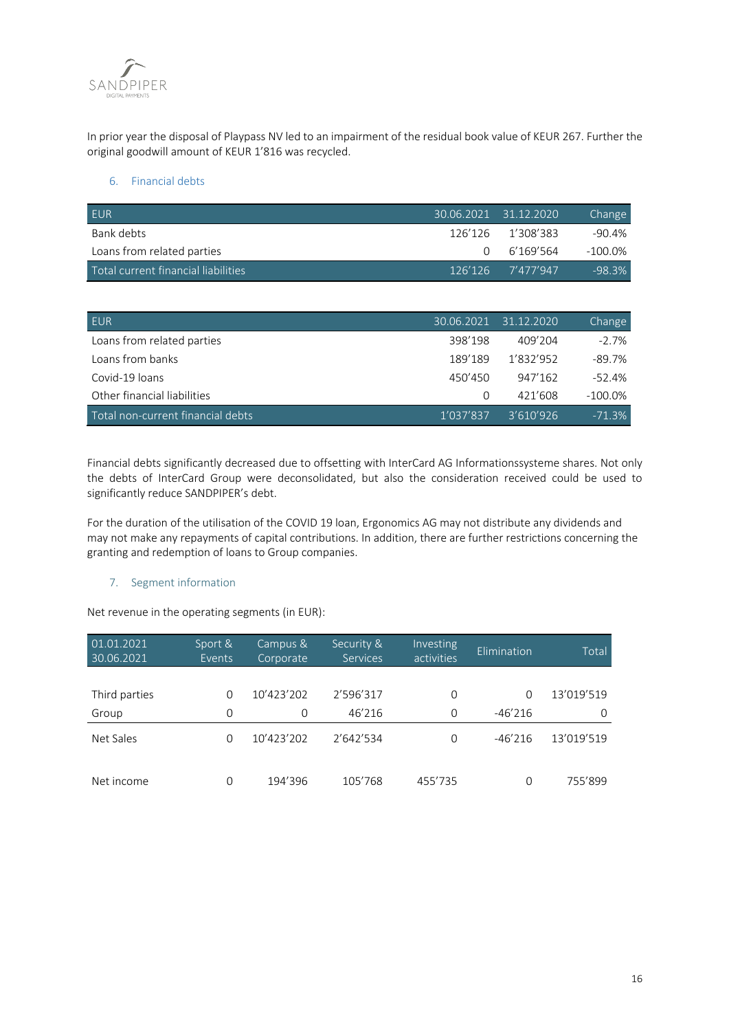In prior year the disposal of Playpass NV led to an impairment of the residual book value of KEUR 267. Further the original goodwill amount of KEUR 1'816 was recycled.

### 6. Financial debts

| EUR | 30.06.2021 | 31.12.2020 | Change |
|---|---|---|---|
| Bank debts | 126'126 | 1'308'383 | -90.4% |
| Loans from related parties | 0 | 6'169'564 | -100.0% |
| Total current financial liabilities | 126'126 | 7'477'947 | -98.3% |

| EUR | 30.06.2021 | 31.12.2020 | Change |
|---|---|---|---|
| Loans from related parties | 398'198 | 409'204 | -2.7% |
| Loans from banks | 189'189 | 1'832'952 | -89.7% |
| Covid-19 loans | 450'450 | 947'162 | -52.4% |
| Other financial liabilities | 0 | 421'608 | -100.0% |
| Total non-current financial debts | 1'037'837 | 3'610'926 | -71.3% |

Financial debts significantly decreased due to offsetting with InterCard AG Informationssysteme shares. Not only the debts of InterCard Group were deconsolidated, but also the consideration received could be used to significantly reduce SANDPIPER's debt.

For the duration of the utilisation of the COVID 19 loan, Ergonomics AG may not distribute any dividends and may not make any repayments of capital contributions. In addition, there are further restrictions concerning the granting and redemption of loans to Group companies.

### 7. Segment information

Net revenue in the operating segments (in EUR):

| 01.01.2021 30.06.2021 | Sport & Events | Campus & Corporate | Security & Services | Investing activities | Elimination | Total |
|---|---|---|---|---|---|---|
| Third parties | 0 | 10'423'202 | 2'596'317 | 0 | 0 | 13'019'519 |
| Group | 0 | 0 | 46'216 | 0 | -46'216 | 0 |
| Net Sales | 0 | 10'423'202 | 2'642'534 | 0 | -46'216 | 13'019'519 |
| Net income | 0 | 194'396 | 105'768 | 455'735 | 0 | 755'899 |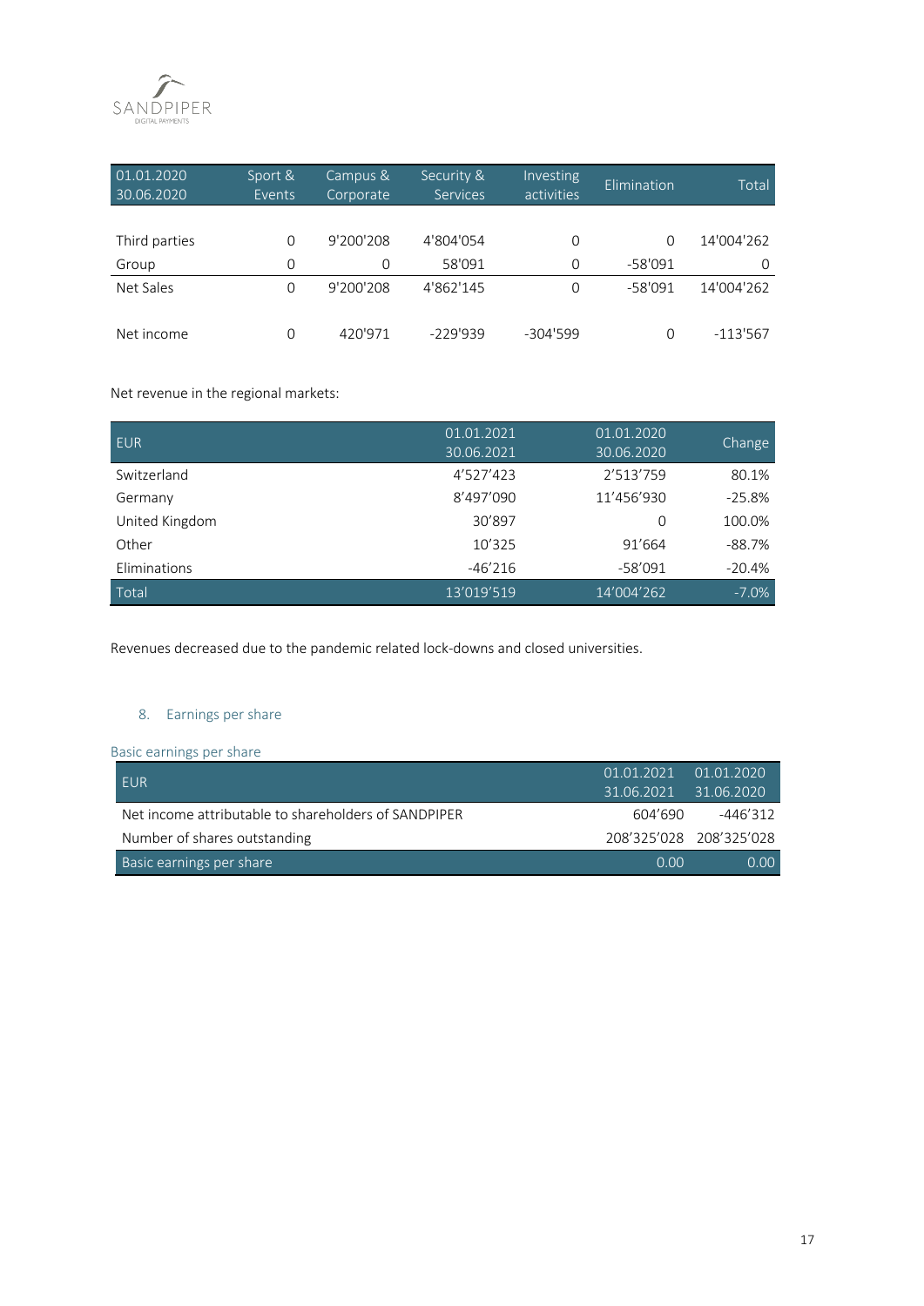| 01.01.2020 30.06.2020 | Sport & Events | Campus & Corporate | Security & Services | Investing activities | Elimination | Total |
|---|---|---|---|---|---|---|
| Third parties | 0 | 9'200'208 | 4'804'054 | 0 | 0 | 14'004'262 |
| Group | 0 | 0 | 58'091 | 0 | -58'091 | 0 |
| Net Sales | 0 | 9'200'208 | 4'862'145 | 0 | -58'091 | 14'004'262 |
| Net income | 0 | 420'971 | -229'939 | -304'599 | 0 | -113'567 |

Net revenue in the regional markets:

| EUR | 01.01.2021 30.06.2021 | 01.01.2020 30.06.2020 | Change |
|---|---|---|---|
| Switzerland | 4'527'423 | 2'513'759 | 80.1% |
| Germany | 8'497'090 | 11'456'930 | -25.8% |
| United Kingdom | 30'897 | 0 | 100.0% |
| Other | 10'325 | 91'664 | -88.7% |
| Eliminations | -46'216 | -58'091 | -20.4% |
| Total | 13'019'519 | 14'004'262 | -7.0% |

Revenues decreased due to the pandemic related lock-downs and closed universities.

## 8. Earnings per share

### Basic earnings per share

| EUR | 01.01.2021 31.06.2021 | 01.01.2020 31.06.2020 |
|---|---|---|
| Net income attributable to shareholders of SANDPIPER | 604'690 | -446'312 |
| Number of shares outstanding | 208'325'028 | 208'325'028 |
| Basic earnings per share | 0.00 | 0.00 |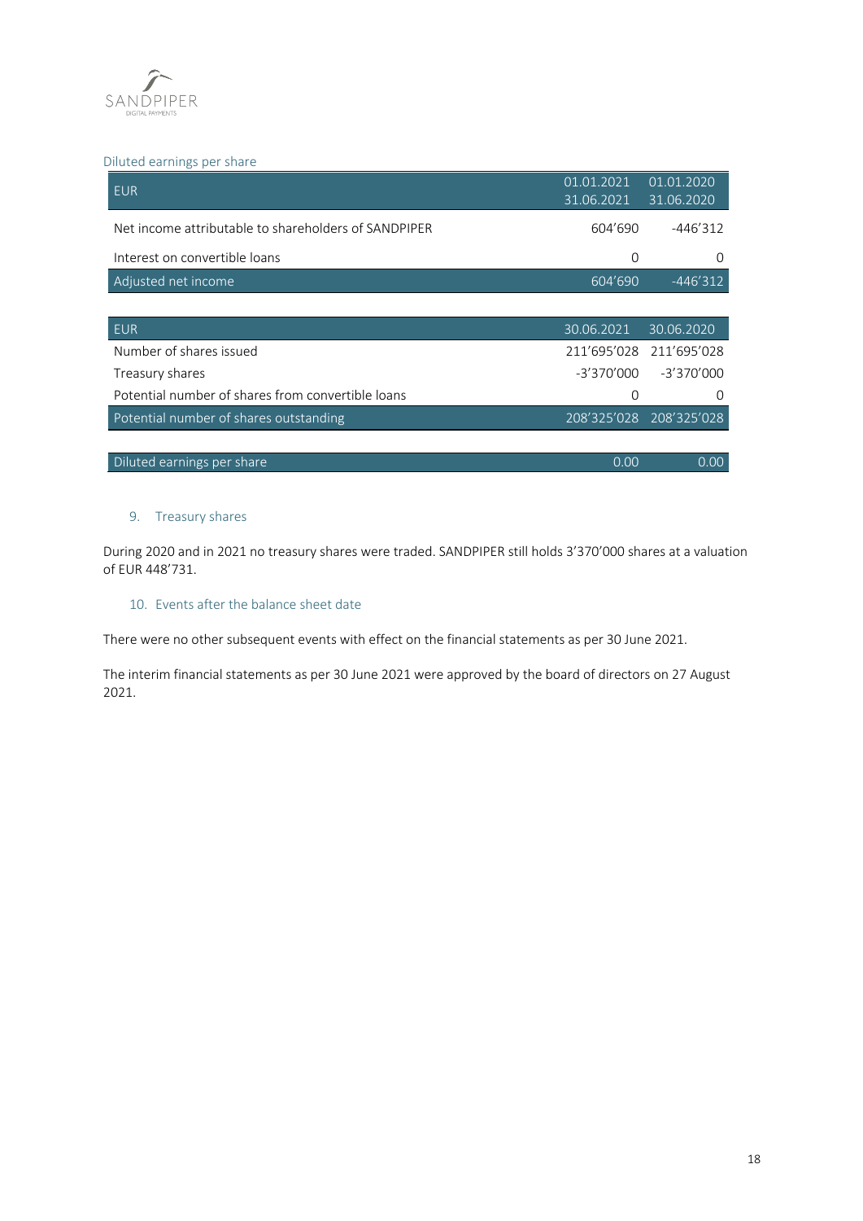Diluted earnings per share

| EUR | 01.01.2021 31.06.2021 | 01.01.2020 31.06.2020 |
|---|---|---|
| Net income attributable to shareholders of SANDPIPER | 604'690 | -446'312 |
| Interest on convertible loans | 0 | 0 |
| Adjusted net income | 604'690 | -446'312 |

| EUR | 30.06.2021 | 30.06.2020 |
|---|---|---|
| Number of shares issued | 211'695'028 | 211'695'028 |
| Treasury shares | -3'370'000 | -3'370'000 |
| Potential number of shares from convertible loans | 0 | 0 |
| Potential number of shares outstanding | 208'325'028 | 208'325'028 |
| | | |
| Diluted earnings per share | 0.00 | 0.00 |

## 9. Treasury shares

During 2020 and in 2021 no treasury shares were traded. SANDPIPER still holds 3'370'000 shares at a valuation of EUR 448'731.

## 10. Events after the balance sheet date

There were no other subsequent events with effect on the financial statements as per 30 June 2021.

The interim financial statements as per 30 June 2021 were approved by the board of directors on 27 August 2021.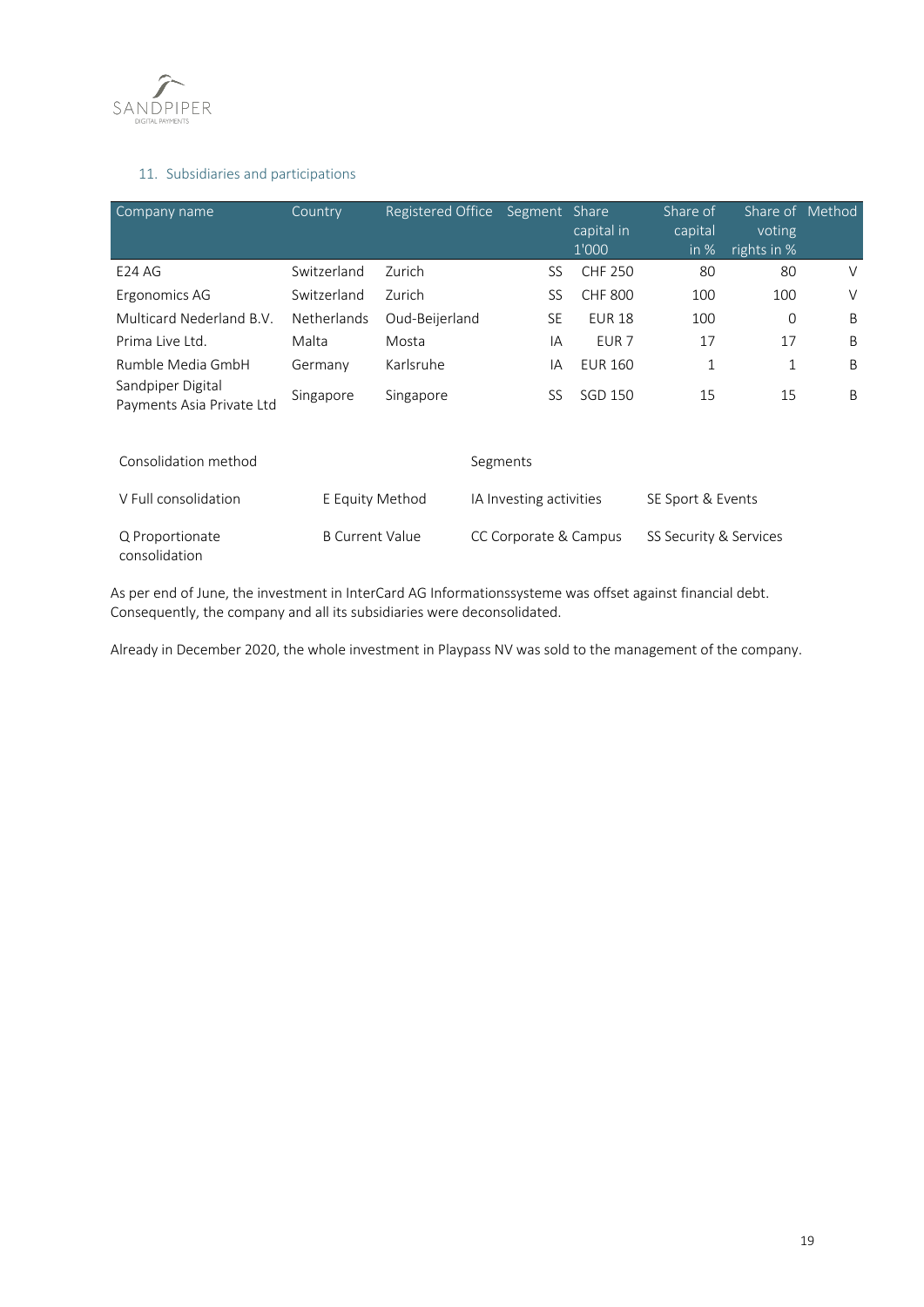## 11. Subsidiaries and participations

| Company name | Country | Registered Office | Segment | Share capital in 1'000 | Share of capital in % | Share of voting rights in % | Method |
|---|---|---|---|---|---|---|---|
| E24 AG | Switzerland | Zurich | SS | CHF 250 | 80 | 80 | V |
| Ergonomics AG | Switzerland | Zurich | SS | CHF 800 | 100 | 100 | V |
| Multicard Nederland B.V. | Netherlands | Oud-Beijerland | SE | EUR 18 | 100 | 0 | B |
| Prima Live Ltd. | Malta | Mosta | IA | EUR 7 | 17 | 17 | B |
| Rumble Media GmbH | Germany | Karlsruhe | IA | EUR 160 | 1 | 1 | B |
| Sandpiper Digital Payments Asia Private Ltd | Singapore | Singapore | SS | SGD 150 | 15 | 15 | B |

| Consolidation method | | Segments | |
|---|---|---|---|
| V Full consolidation | E Equity Method | IA Investing activities | SE Sport & Events |
| Q Proportionate consolidation | B Current Value | CC Corporate & Campus | SS Security & Services |

As per end of June, the investment in InterCard AG Informationssysteme was offset against financial debt. Consequently, the company and all its subsidiaries were deconsolidated.

Already in December 2020, the whole investment in Playpass NV was sold to the management of the company.